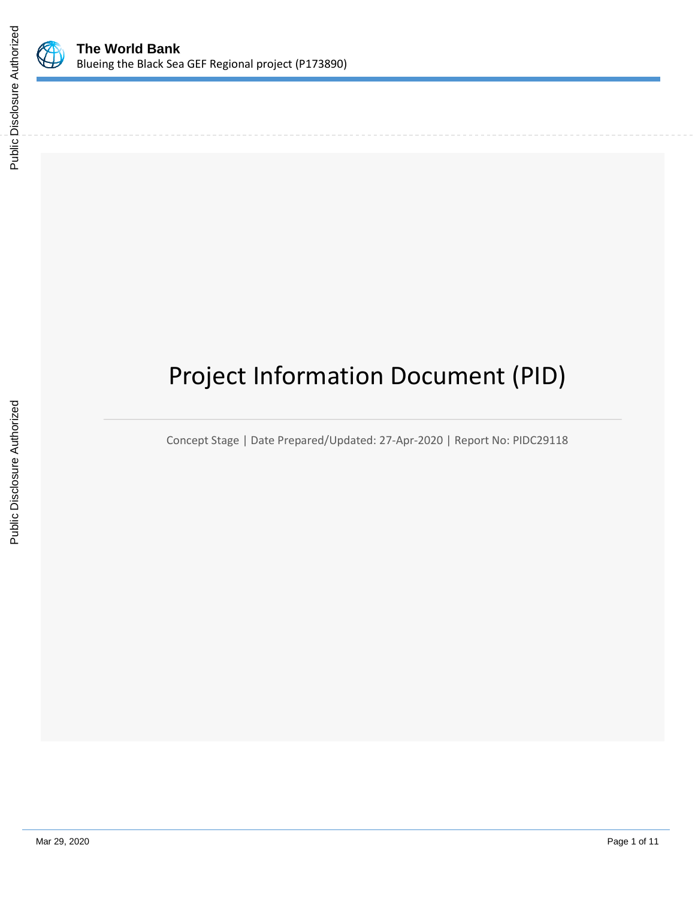# Project Information Document (PID)

Concept Stage | Date Prepared/Updated: 27-Apr-2020 | Report No: PIDC29118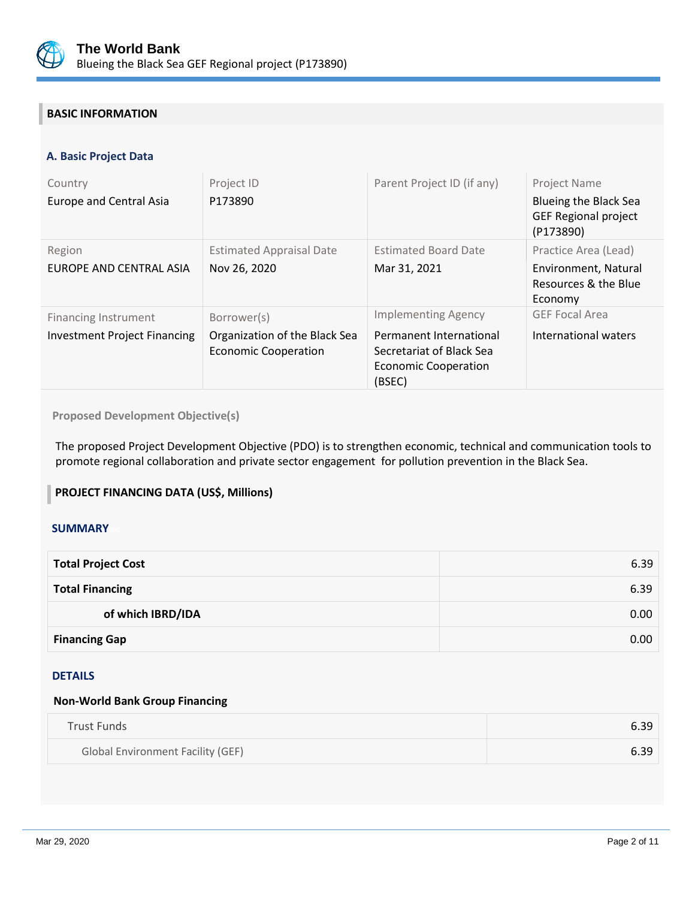## BASIC INFORMATION

### A. Basic Project Data

| Country | Project ID | Parent Project ID (if any) | Project Name |
|---|---|---|---|
| Europe and Central Asia | P173890 | | Blueing the Black Sea GEF Regional project (P173890) |
| **Region** | **Estimated Appraisal Date** | **Estimated Board Date** | **Practice Area (Lead)** |
| EUROPE AND CENTRAL ASIA | Nov 26, 2020 | Mar 31, 2021 | Environment, Natural Resources & the Blue Economy |
| **Financing Instrument** | **Borrower(s)** | **Implementing Agency** | **GEF Focal Area** |
| Investment Project Financing | Organization of the Black Sea Economic Cooperation | Permanent International Secretariat of Black Sea Economic Cooperation (BSEC) | International waters |

**Proposed Development Objective(s)**

The proposed Project Development Objective (PDO) is to strengthen economic, technical and communication tools to promote regional collaboration and private sector engagement for pollution prevention in the Black Sea.

## PROJECT FINANCING DATA (US$, Millions)

### SUMMARY

| | |
|---|---|
| **Total Project Cost** | 6.39 |
| **Total Financing** | 6.39 |
| **of which IBRD/IDA** | 0.00 |
| **Financing Gap** | 0.00 |

### DETAILS

**Non-World Bank Group Financing**

| | |
|---|---|
| Trust Funds | 6.39 |
| Global Environment Facility (GEF) | 6.39 |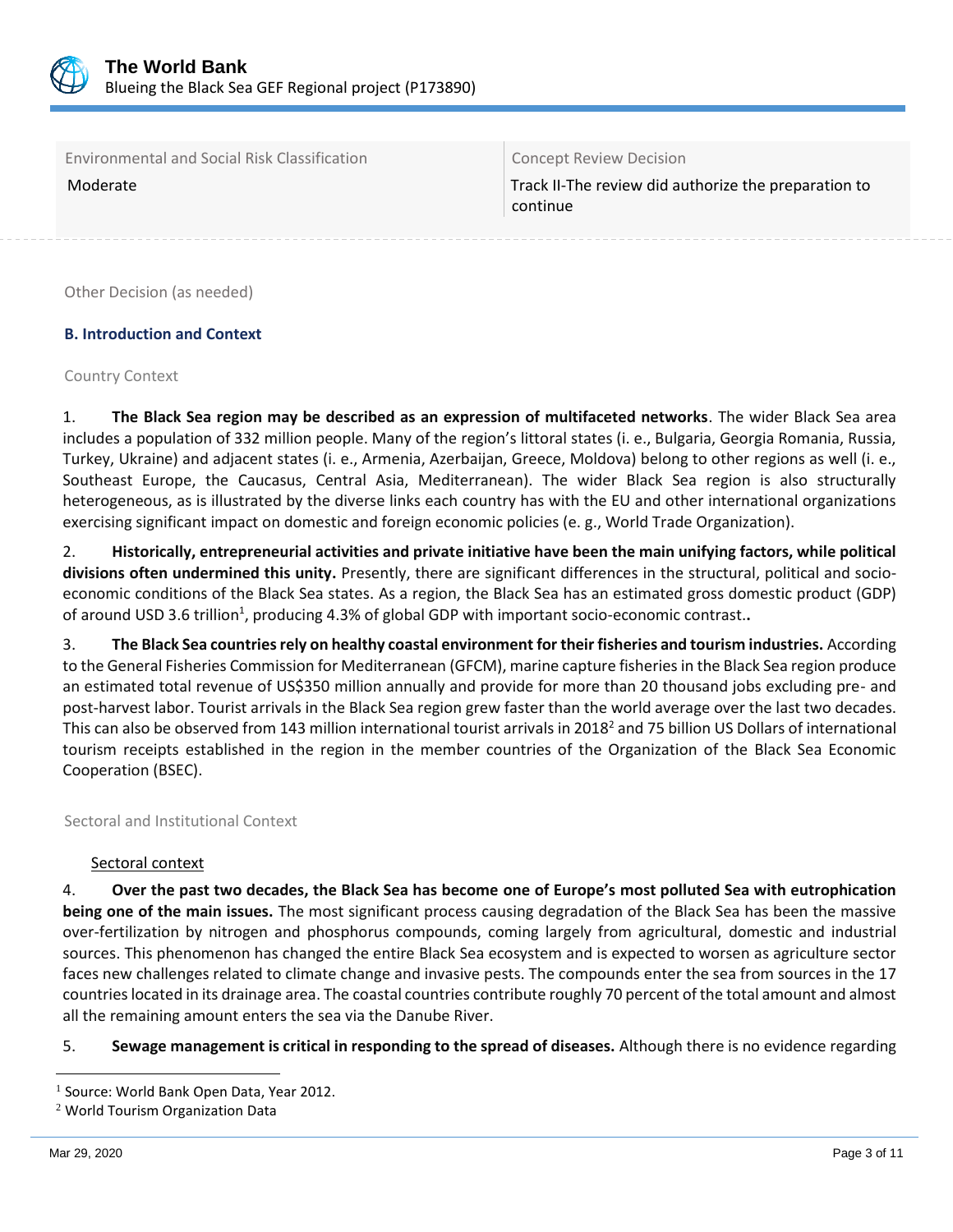| Environmental and Social Risk Classification | Concept Review Decision |
|---|---|
| Moderate | Track II-The review did authorize the preparation to continue |

Other Decision (as needed)

## B. Introduction and Context

### Country Context

1. **The Black Sea region may be described as an expression of multifaceted networks**. The wider Black Sea area includes a population of 332 million people. Many of the region's littoral states (i. e., Bulgaria, Georgia Romania, Russia, Turkey, Ukraine) and adjacent states (i. e., Armenia, Azerbaijan, Greece, Moldova) belong to other regions as well (i. e., Southeast Europe, the Caucasus, Central Asia, Mediterranean). The wider Black Sea region is also structurally heterogeneous, as is illustrated by the diverse links each country has with the EU and other international organizations exercising significant impact on domestic and foreign economic policies (e. g., World Trade Organization).

2. **Historically, entrepreneurial activities and private initiative have been the main unifying factors, while political divisions often undermined this unity.** Presently, there are significant differences in the structural, political and socio-economic conditions of the Black Sea states. As a region, the Black Sea has an estimated gross domestic product (GDP) of around USD 3.6 trillion[1], producing 4.3% of global GDP with important socio-economic contrast.**.**

3. **The Black Sea countries rely on healthy coastal environment for their fisheries and tourism industries.** According to the General Fisheries Commission for Mediterranean (GFCM), marine capture fisheries in the Black Sea region produce an estimated total revenue of US$350 million annually and provide for more than 20 thousand jobs excluding pre- and post-harvest labor. Tourist arrivals in the Black Sea region grew faster than the world average over the last two decades. This can also be observed from 143 million international tourist arrivals in 2018[2] and 75 billion US Dollars of international tourism receipts established in the region in the member countries of the Organization of the Black Sea Economic Cooperation (BSEC).

### Sectoral and Institutional Context

Sectoral context

4. **Over the past two decades, the Black Sea has become one of Europe's most polluted Sea with eutrophication being one of the main issues.** The most significant process causing degradation of the Black Sea has been the massive over-fertilization by nitrogen and phosphorus compounds, coming largely from agricultural, domestic and industrial sources. This phenomenon has changed the entire Black Sea ecosystem and is expected to worsen as agriculture sector faces new challenges related to climate change and invasive pests. The compounds enter the sea from sources in the 17 countries located in its drainage area. The coastal countries contribute roughly 70 percent of the total amount and almost all the remaining amount enters the sea via the Danube River.

5. **Sewage management is critical in responding to the spread of diseases.** Although there is no evidence regarding

[1] Source: World Bank Open Data, Year 2012.

[2] World Tourism Organization Data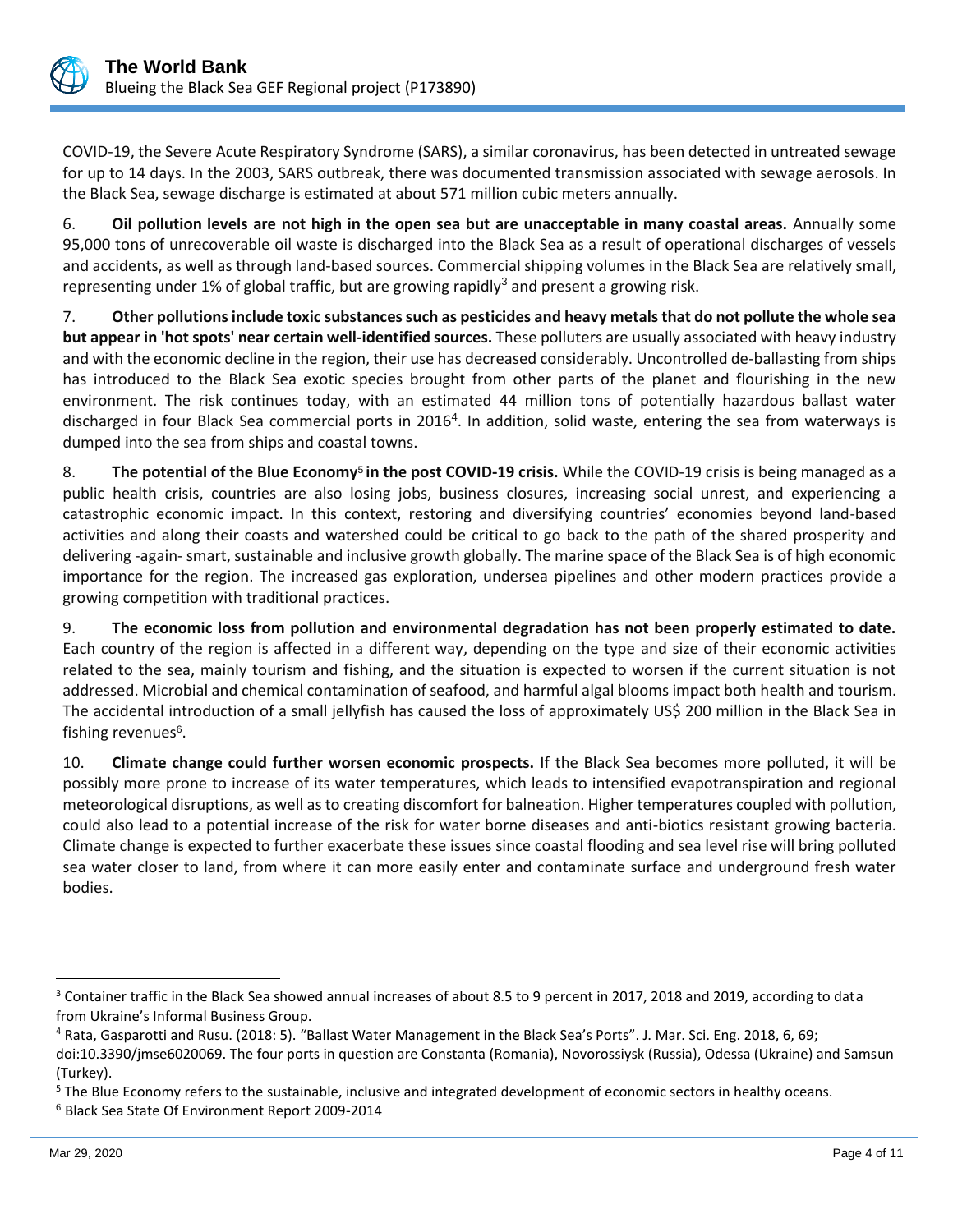COVID-19, the Severe Acute Respiratory Syndrome (SARS), a similar coronavirus, has been detected in untreated sewage for up to 14 days. In the 2003, SARS outbreak, there was documented transmission associated with sewage aerosols. In the Black Sea, sewage discharge is estimated at about 571 million cubic meters annually.

6. **Oil pollution levels are not high in the open sea but are unacceptable in many coastal areas.** Annually some 95,000 tons of unrecoverable oil waste is discharged into the Black Sea as a result of operational discharges of vessels and accidents, as well as through land-based sources. Commercial shipping volumes in the Black Sea are relatively small, representing under 1% of global traffic, but are growing rapidly[3] and present a growing risk.

7. **Other pollutions include toxic substances such as pesticides and heavy metals that do not pollute the whole sea but appear in 'hot spots' near certain well-identified sources.** These polluters are usually associated with heavy industry and with the economic decline in the region, their use has decreased considerably. Uncontrolled de-ballasting from ships has introduced to the Black Sea exotic species brought from other parts of the planet and flourishing in the new environment. The risk continues today, with an estimated 44 million tons of potentially hazardous ballast water discharged in four Black Sea commercial ports in 2016[4]. In addition, solid waste, entering the sea from waterways is dumped into the sea from ships and coastal towns.

8. **The potential of the Blue Economy[5] in the post COVID-19 crisis.** While the COVID-19 crisis is being managed as a public health crisis, countries are also losing jobs, business closures, increasing social unrest, and experiencing a catastrophic economic impact. In this context, restoring and diversifying countries' economies beyond land-based activities and along their coasts and watershed could be critical to go back to the path of the shared prosperity and delivering -again- smart, sustainable and inclusive growth globally. The marine space of the Black Sea is of high economic importance for the region. The increased gas exploration, undersea pipelines and other modern practices provide a growing competition with traditional practices.

9. **The economic loss from pollution and environmental degradation has not been properly estimated to date.** Each country of the region is affected in a different way, depending on the type and size of their economic activities related to the sea, mainly tourism and fishing, and the situation is expected to worsen if the current situation is not addressed. Microbial and chemical contamination of seafood, and harmful algal blooms impact both health and tourism. The accidental introduction of a small jellyfish has caused the loss of approximately US$ 200 million in the Black Sea in fishing revenues[6].

10. **Climate change could further worsen economic prospects.** If the Black Sea becomes more polluted, it will be possibly more prone to increase of its water temperatures, which leads to intensified evapotranspiration and regional meteorological disruptions, as well as to creating discomfort for balneation. Higher temperatures coupled with pollution, could also lead to a potential increase of the risk for water borne diseases and anti-biotics resistant growing bacteria. Climate change is expected to further exacerbate these issues since coastal flooding and sea level rise will bring polluted sea water closer to land, from where it can more easily enter and contaminate surface and underground fresh water bodies.

---

[3] Container traffic in the Black Sea showed annual increases of about 8.5 to 9 percent in 2017, 2018 and 2019, according to data from Ukraine's Informal Business Group.

[4] Rata, Gasparotti and Rusu. (2018: 5). "Ballast Water Management in the Black Sea's Ports". J. Mar. Sci. Eng. 2018, 6, 69; doi:10.3390/jmse6020069. The four ports in question are Constanta (Romania), Novorossiysk (Russia), Odessa (Ukraine) and Samsun (Turkey).

[5] The Blue Economy refers to the sustainable, inclusive and integrated development of economic sectors in healthy oceans.

[6] Black Sea State Of Environment Report 2009-2014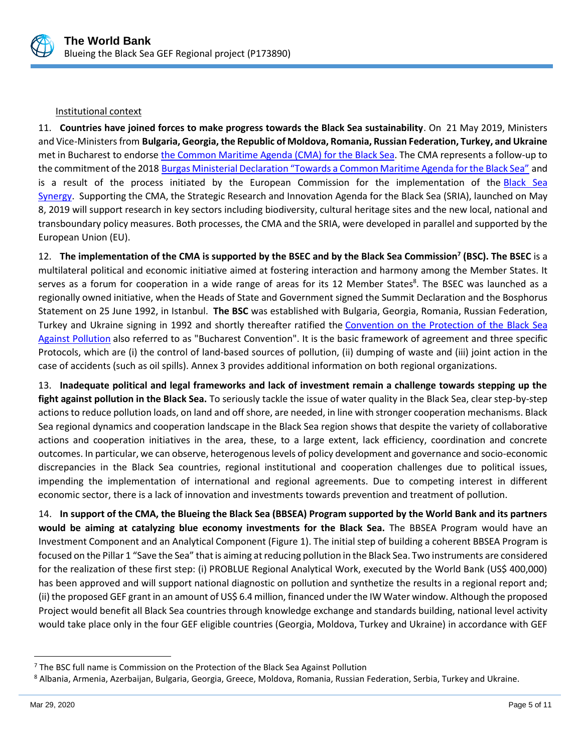Institutional context

11. **Countries have joined forces to make progress towards the Black Sea sustainability**. On 21 May 2019, Ministers and Vice-Ministers from **Bulgaria, Georgia, the Republic of Moldova, Romania, Russian Federation, Turkey, and Ukraine** met in Bucharest to endorse the Common Maritime Agenda (CMA) for the Black Sea. The CMA represents a follow-up to the commitment of the 2018 Burgas Ministerial Declaration "Towards a Common Maritime Agenda for the Black Sea" and is a result of the process initiated by the European Commission for the implementation of the Black Sea Synergy. Supporting the CMA, the Strategic Research and Innovation Agenda for the Black Sea (SRIA), launched on May 8, 2019 will support research in key sectors including biodiversity, cultural heritage sites and the new local, national and transboundary policy measures. Both processes, the CMA and the SRIA, were developed in parallel and supported by the European Union (EU).

12. **The implementation of the CMA is supported by the BSEC and by the Black Sea Commission[7] (BSC). The BSEC** is a multilateral political and economic initiative aimed at fostering interaction and harmony among the Member States. It serves as a forum for cooperation in a wide range of areas for its 12 Member States[8]. The BSEC was launched as a regionally owned initiative, when the Heads of State and Government signed the Summit Declaration and the Bosphorus Statement on 25 June 1992, in Istanbul. **The BSC** was established with Bulgaria, Georgia, Romania, Russian Federation, Turkey and Ukraine signing in 1992 and shortly thereafter ratified the Convention on the Protection of the Black Sea Against Pollution also referred to as "Bucharest Convention". It is the basic framework of agreement and three specific Protocols, which are (i) the control of land-based sources of pollution, (ii) dumping of waste and (iii) joint action in the case of accidents (such as oil spills). Annex 3 provides additional information on both regional organizations.

13. **Inadequate political and legal frameworks and lack of investment remain a challenge towards stepping up the fight against pollution in the Black Sea.** To seriously tackle the issue of water quality in the Black Sea, clear step-by-step actions to reduce pollution loads, on land and off shore, are needed, in line with stronger cooperation mechanisms. Black Sea regional dynamics and cooperation landscape in the Black Sea region shows that despite the variety of collaborative actions and cooperation initiatives in the area, these, to a large extent, lack efficiency, coordination and concrete outcomes. In particular, we can observe, heterogenous levels of policy development and governance and socio-economic discrepancies in the Black Sea countries, regional institutional and cooperation challenges due to political issues, impending the implementation of international and regional agreements. Due to competing interest in different economic sector, there is a lack of innovation and investments towards prevention and treatment of pollution.

14. **In support of the CMA, the Blueing the Black Sea (BBSEA) Program supported by the World Bank and its partners would be aiming at catalyzing blue economy investments for the Black Sea.** The BBSEA Program would have an Investment Component and an Analytical Component (Figure 1). The initial step of building a coherent BBSEA Program is focused on the Pillar 1 "Save the Sea" that is aiming at reducing pollution in the Black Sea. Two instruments are considered for the realization of these first step: (i) PROBLUE Regional Analytical Work, executed by the World Bank (US$ 400,000) has been approved and will support national diagnostic on pollution and synthetize the results in a regional report and; (ii) the proposed GEF grant in an amount of US$ 6.4 million, financed under the IW Water window. Although the proposed Project would benefit all Black Sea countries through knowledge exchange and standards building, national level activity would take place only in the four GEF eligible countries (Georgia, Moldova, Turkey and Ukraine) in accordance with GEF

[7] The BSC full name is Commission on the Protection of the Black Sea Against Pollution

[8] Albania, Armenia, Azerbaijan, Bulgaria, Georgia, Greece, Moldova, Romania, Russian Federation, Serbia, Turkey and Ukraine.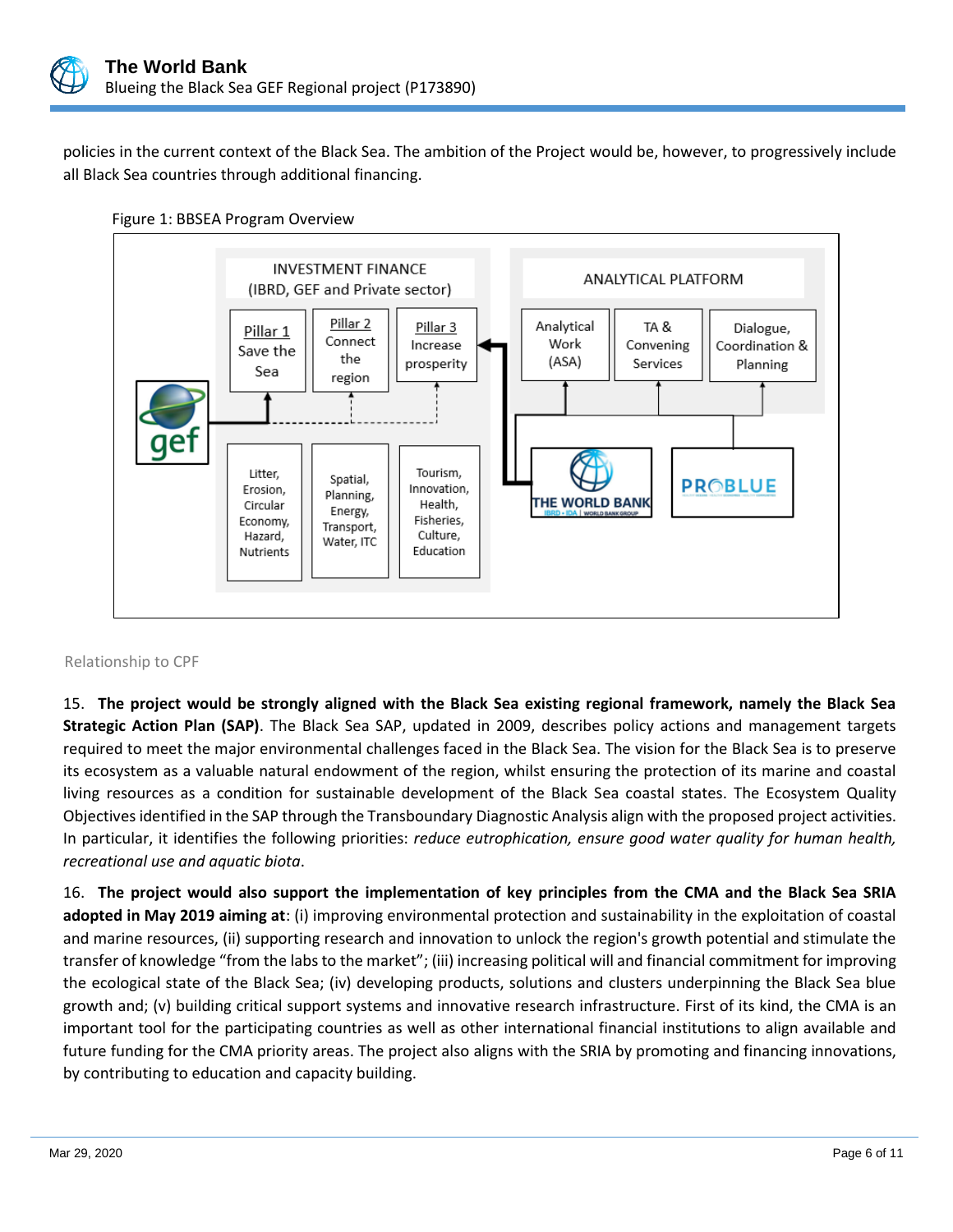policies in the current context of the Black Sea. The ambition of the Project would be, however, to progressively include all Black Sea countries through additional financing.

Figure 1: BBSEA Program Overview

INVESTMENT FINANCE (IBRD, GEF and Private sector)

Pillar 1 Save the Sea | Pillar 2 Connect the region | Pillar 3 Increase prosperity

Litter, Erosion, Circular Economy, Hazard, Nutrients | Spatial, Planning, Energy, Transport, Water, ITC | Tourism, Innovation, Health, Fisheries, Culture, Education

ANALYTICAL PLATFORM

Analytical Work (ASA) | TA & Convening Services | Dialogue, Coordination & Planning

gef | THE WORLD BANK | PROBLUE

Relationship to CPF

15. **The project would be strongly aligned with the Black Sea existing regional framework, namely the Black Sea Strategic Action Plan (SAP)**. The Black Sea SAP, updated in 2009, describes policy actions and management targets required to meet the major environmental challenges faced in the Black Sea. The vision for the Black Sea is to preserve its ecosystem as a valuable natural endowment of the region, whilst ensuring the protection of its marine and coastal living resources as a condition for sustainable development of the Black Sea coastal states. The Ecosystem Quality Objectives identified in the SAP through the Transboundary Diagnostic Analysis align with the proposed project activities. In particular, it identifies the following priorities: *reduce eutrophication, ensure good water quality for human health, recreational use and aquatic biota*.

16. **The project would also support the implementation of key principles from the CMA and the Black Sea SRIA adopted in May 2019 aiming at**: (i) improving environmental protection and sustainability in the exploitation of coastal and marine resources, (ii) supporting research and innovation to unlock the region's growth potential and stimulate the transfer of knowledge "from the labs to the market"; (iii) increasing political will and financial commitment for improving the ecological state of the Black Sea; (iv) developing products, solutions and clusters underpinning the Black Sea blue growth and; (v) building critical support systems and innovative research infrastructure. First of its kind, the CMA is an important tool for the participating countries as well as other international financial institutions to align available and future funding for the CMA priority areas. The project also aligns with the SRIA by promoting and financing innovations, by contributing to education and capacity building.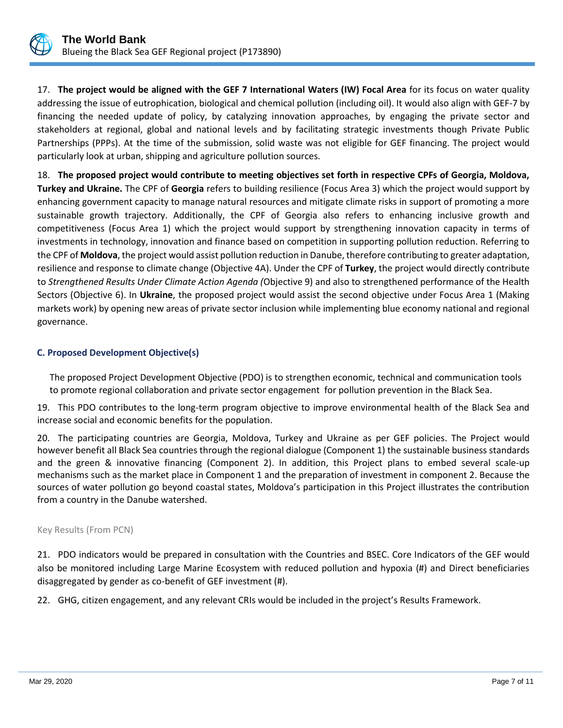17. **The project would be aligned with the GEF 7 International Waters (IW) Focal Area** for its focus on water quality addressing the issue of eutrophication, biological and chemical pollution (including oil). It would also align with GEF-7 by financing the needed update of policy, by catalyzing innovation approaches, by engaging the private sector and stakeholders at regional, global and national levels and by facilitating strategic investments though Private Public Partnerships (PPPs). At the time of the submission, solid waste was not eligible for GEF financing. The project would particularly look at urban, shipping and agriculture pollution sources.

18. **The proposed project would contribute to meeting objectives set forth in respective CPFs of Georgia, Moldova, Turkey and Ukraine.** The CPF of **Georgia** refers to building resilience (Focus Area 3) which the project would support by enhancing government capacity to manage natural resources and mitigate climate risks in support of promoting a more sustainable growth trajectory. Additionally, the CPF of Georgia also refers to enhancing inclusive growth and competitiveness (Focus Area 1) which the project would support by strengthening innovation capacity in terms of investments in technology, innovation and finance based on competition in supporting pollution reduction. Referring to the CPF of **Moldova**, the project would assist pollution reduction in Danube, therefore contributing to greater adaptation, resilience and response to climate change (Objective 4A). Under the CPF of **Turkey**, the project would directly contribute to *Strengthened Results Under Climate Action Agenda (*Objective 9) and also to strengthened performance of the Health Sectors (Objective 6). In **Ukraine**, the proposed project would assist the second objective under Focus Area 1 (Making markets work) by opening new areas of private sector inclusion while implementing blue economy national and regional governance.

### C. Proposed Development Objective(s)

The proposed Project Development Objective (PDO) is to strengthen economic, technical and communication tools to promote regional collaboration and private sector engagement for pollution prevention in the Black Sea.

19. This PDO contributes to the long-term program objective to improve environmental health of the Black Sea and increase social and economic benefits for the population.

20. The participating countries are Georgia, Moldova, Turkey and Ukraine as per GEF policies. The Project would however benefit all Black Sea countries through the regional dialogue (Component 1) the sustainable business standards and the green & innovative financing (Component 2). In addition, this Project plans to embed several scale-up mechanisms such as the market place in Component 1 and the preparation of investment in component 2. Because the sources of water pollution go beyond coastal states, Moldova's participation in this Project illustrates the contribution from a country in the Danube watershed.

Key Results (From PCN)

21. PDO indicators would be prepared in consultation with the Countries and BSEC. Core Indicators of the GEF would also be monitored including Large Marine Ecosystem with reduced pollution and hypoxia (#) and Direct beneficiaries disaggregated by gender as co-benefit of GEF investment (#).

22. GHG, citizen engagement, and any relevant CRIs would be included in the project's Results Framework.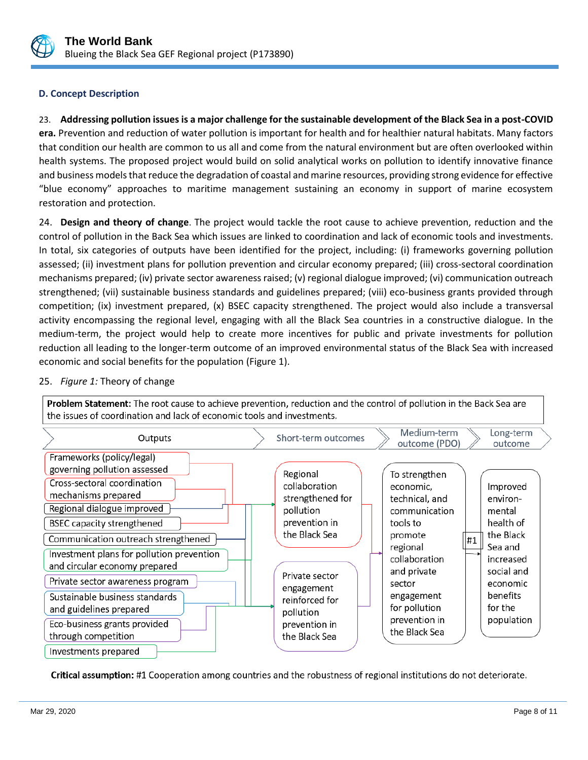### D. Concept Description

23. **Addressing pollution issues is a major challenge for the sustainable development of the Black Sea in a post-COVID era.** Prevention and reduction of water pollution is important for health and for healthier natural habitats. Many factors that condition our health are common to us all and come from the natural environment but are often overlooked within health systems. The proposed project would build on solid analytical works on pollution to identify innovative finance and business models that reduce the degradation of coastal and marine resources, providing strong evidence for effective "blue economy" approaches to maritime management sustaining an economy in support of marine ecosystem restoration and protection.

24. **Design and theory of change**. The project would tackle the root cause to achieve prevention, reduction and the control of pollution in the Back Sea which issues are linked to coordination and lack of economic tools and investments. In total, six categories of outputs have been identified for the project, including: (i) frameworks governing pollution assessed; (ii) investment plans for pollution prevention and circular economy prepared; (iii) cross-sectoral coordination mechanisms prepared; (iv) private sector awareness raised; (v) regional dialogue improved; (vi) communication outreach strengthened; (vii) sustainable business standards and guidelines prepared; (viii) eco-business grants provided through competition; (ix) investment prepared, (x) BSEC capacity strengthened. The project would also include a transversal activity encompassing the regional level, engaging with all the Black Sea countries in a constructive dialogue. In the medium-term, the project would help to create more incentives for public and private investments for pollution reduction all leading to the longer-term outcome of an improved environmental status of the Black Sea with increased economic and social benefits for the population (Figure 1).

25. *Figure 1:* Theory of change

**Problem Statement:** The root cause to achieve prevention, reduction and the control of pollution in the Back Sea are the issues of coordination and lack of economic tools and investments.

| Outputs | Short-term outcomes | Medium-term outcome (PDO) | Long-term outcome |
|---|---|---|---|
| Frameworks (policy/legal) governing pollution assessed<br>Cross-sectoral coordination mechanisms prepared<br>Regional dialogue improved<br>BSEC capacity strengthened<br>Communication outreach strengthened | Regional collaboration strengthened for pollution prevention in the Black Sea | To strengthen economic, technical, and communication tools to promote regional collaboration and private sector engagement for pollution prevention in the Black Sea | #1 → Improved environmental health of the Black Sea and increased social and economic benefits for the population |
| Investment plans for pollution prevention and circular economy prepared<br>Private sector awareness program<br>Sustainable business standards and guidelines prepared<br>Eco-business grants provided through competition<br>Investments prepared | Private sector engagement reinforced for pollution prevention in the Black Sea | | |

**Critical assumption:** #1 Cooperation among countries and the robustness of regional institutions do not deteriorate.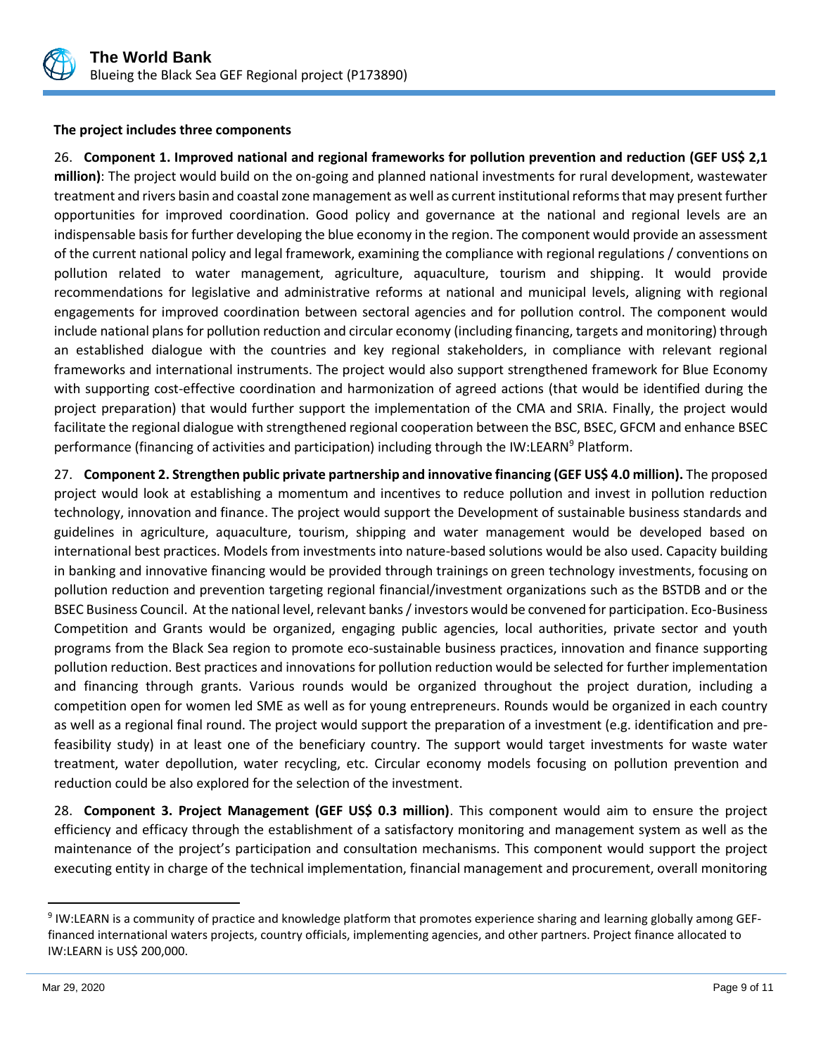**The project includes three components**

26. **Component 1. Improved national and regional frameworks for pollution prevention and reduction (GEF US$ 2,1 million)**: The project would build on the on-going and planned national investments for rural development, wastewater treatment and rivers basin and coastal zone management as well as current institutional reforms that may present further opportunities for improved coordination. Good policy and governance at the national and regional levels are an indispensable basis for further developing the blue economy in the region. The component would provide an assessment of the current national policy and legal framework, examining the compliance with regional regulations / conventions on pollution related to water management, agriculture, aquaculture, tourism and shipping. It would provide recommendations for legislative and administrative reforms at national and municipal levels, aligning with regional engagements for improved coordination between sectoral agencies and for pollution control. The component would include national plans for pollution reduction and circular economy (including financing, targets and monitoring) through an established dialogue with the countries and key regional stakeholders, in compliance with relevant regional frameworks and international instruments. The project would also support strengthened framework for Blue Economy with supporting cost-effective coordination and harmonization of agreed actions (that would be identified during the project preparation) that would further support the implementation of the CMA and SRIA. Finally, the project would facilitate the regional dialogue with strengthened regional cooperation between the BSC, BSEC, GFCM and enhance BSEC performance (financing of activities and participation) including through the IW:LEARN[9] Platform.

27. **Component 2. Strengthen public private partnership and innovative financing (GEF US$ 4.0 million).** The proposed project would look at establishing a momentum and incentives to reduce pollution and invest in pollution reduction technology, innovation and finance. The project would support the Development of sustainable business standards and guidelines in agriculture, aquaculture, tourism, shipping and water management would be developed based on international best practices. Models from investments into nature-based solutions would be also used. Capacity building in banking and innovative financing would be provided through trainings on green technology investments, focusing on pollution reduction and prevention targeting regional financial/investment organizations such as the BSTDB and or the BSEC Business Council. At the national level, relevant banks / investors would be convened for participation. Eco-Business Competition and Grants would be organized, engaging public agencies, local authorities, private sector and youth programs from the Black Sea region to promote eco-sustainable business practices, innovation and finance supporting pollution reduction. Best practices and innovations for pollution reduction would be selected for further implementation and financing through grants. Various rounds would be organized throughout the project duration, including a competition open for women led SME as well as for young entrepreneurs. Rounds would be organized in each country as well as a regional final round. The project would support the preparation of a investment (e.g. identification and pre-feasibility study) in at least one of the beneficiary country. The support would target investments for waste water treatment, water depollution, water recycling, etc. Circular economy models focusing on pollution prevention and reduction could be also explored for the selection of the investment.

28. **Component 3. Project Management (GEF US$ 0.3 million)**. This component would aim to ensure the project efficiency and efficacy through the establishment of a satisfactory monitoring and management system as well as the maintenance of the project's participation and consultation mechanisms. This component would support the project executing entity in charge of the technical implementation, financial management and procurement, overall monitoring

---

[9] IW:LEARN is a community of practice and knowledge platform that promotes experience sharing and learning globally among GEF-financed international waters projects, country officials, implementing agencies, and other partners. Project finance allocated to IW:LEARN is US$ 200,000.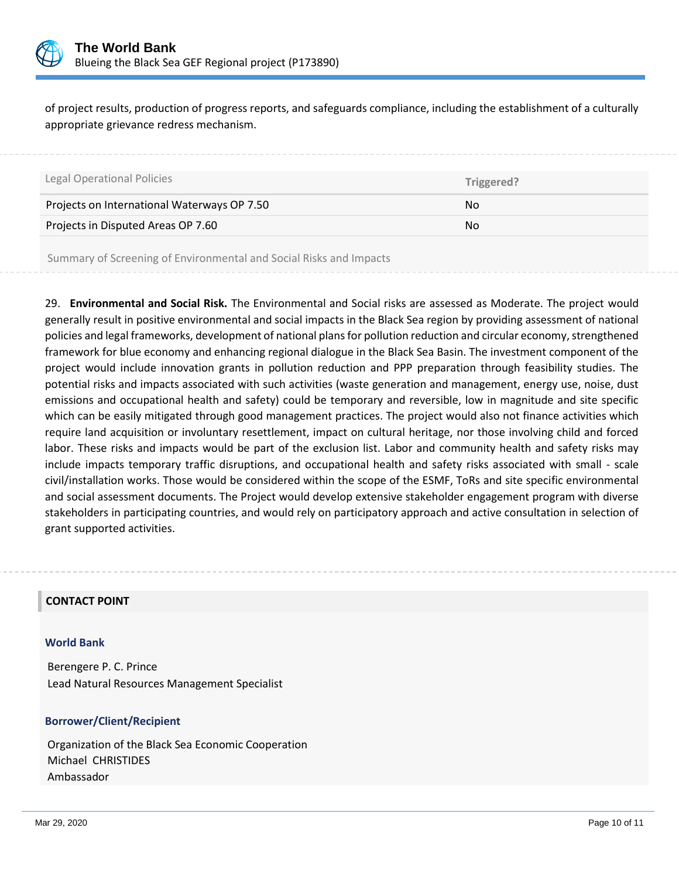of project results, production of progress reports, and safeguards compliance, including the establishment of a culturally appropriate grievance redress mechanism.

| Legal Operational Policies | Triggered? |
| --- | --- |
| Projects on International Waterways OP 7.50 | No |
| Projects in Disputed Areas OP 7.60 | No |

Summary of Screening of Environmental and Social Risks and Impacts

29. **Environmental and Social Risk.** The Environmental and Social risks are assessed as Moderate. The project would generally result in positive environmental and social impacts in the Black Sea region by providing assessment of national policies and legal frameworks, development of national plans for pollution reduction and circular economy, strengthened framework for blue economy and enhancing regional dialogue in the Black Sea Basin. The investment component of the project would include innovation grants in pollution reduction and PPP preparation through feasibility studies. The potential risks and impacts associated with such activities (waste generation and management, energy use, noise, dust emissions and occupational health and safety) could be temporary and reversible, low in magnitude and site specific which can be easily mitigated through good management practices. The project would also not finance activities which require land acquisition or involuntary resettlement, impact on cultural heritage, nor those involving child and forced labor. These risks and impacts would be part of the exclusion list. Labor and community health and safety risks may include impacts temporary traffic disruptions, and occupational health and safety risks associated with small - scale civil/installation works. Those would be considered within the scope of the ESMF, ToRs and site specific environmental and social assessment documents. The Project would develop extensive stakeholder engagement program with diverse stakeholders in participating countries, and would rely on participatory approach and active consultation in selection of grant supported activities.

## CONTACT POINT

### World Bank

Berengere P. C. Prince
Lead Natural Resources Management Specialist

### Borrower/Client/Recipient

Organization of the Black Sea Economic Cooperation
Michael CHRISTIDES
Ambassador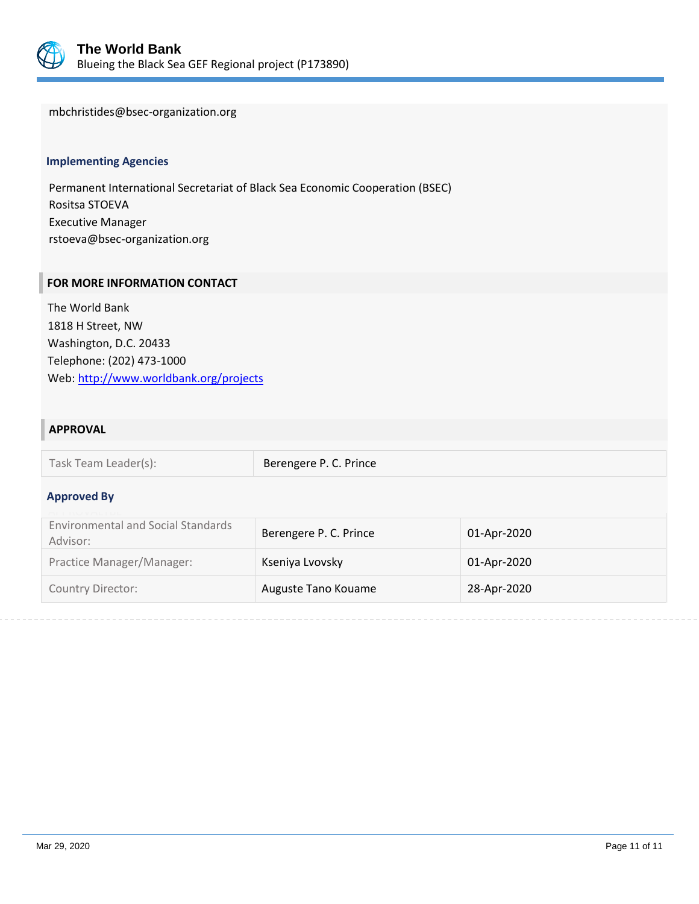mbchristides@bsec-organization.org

### Implementing Agencies

Permanent International Secretariat of Black Sea Economic Cooperation (BSEC)
Rositsa STOEVA
Executive Manager
rstoeva@bsec-organization.org

## FOR MORE INFORMATION CONTACT

The World Bank
1818 H Street, NW
Washington, D.C. 20433
Telephone: (202) 473-1000
Web: http://www.worldbank.org/projects

## APPROVAL

| | |
|---|---|
| Task Team Leader(s): | Berengere P. C. Prince |

### Approved By

| | | |
|---|---|---|
| Environmental and Social Standards Advisor: | Berengere P. C. Prince | 01-Apr-2020 |
| Practice Manager/Manager: | Kseniya Lvovsky | 01-Apr-2020 |
| Country Director: | Auguste Tano Kouame | 28-Apr-2020 |